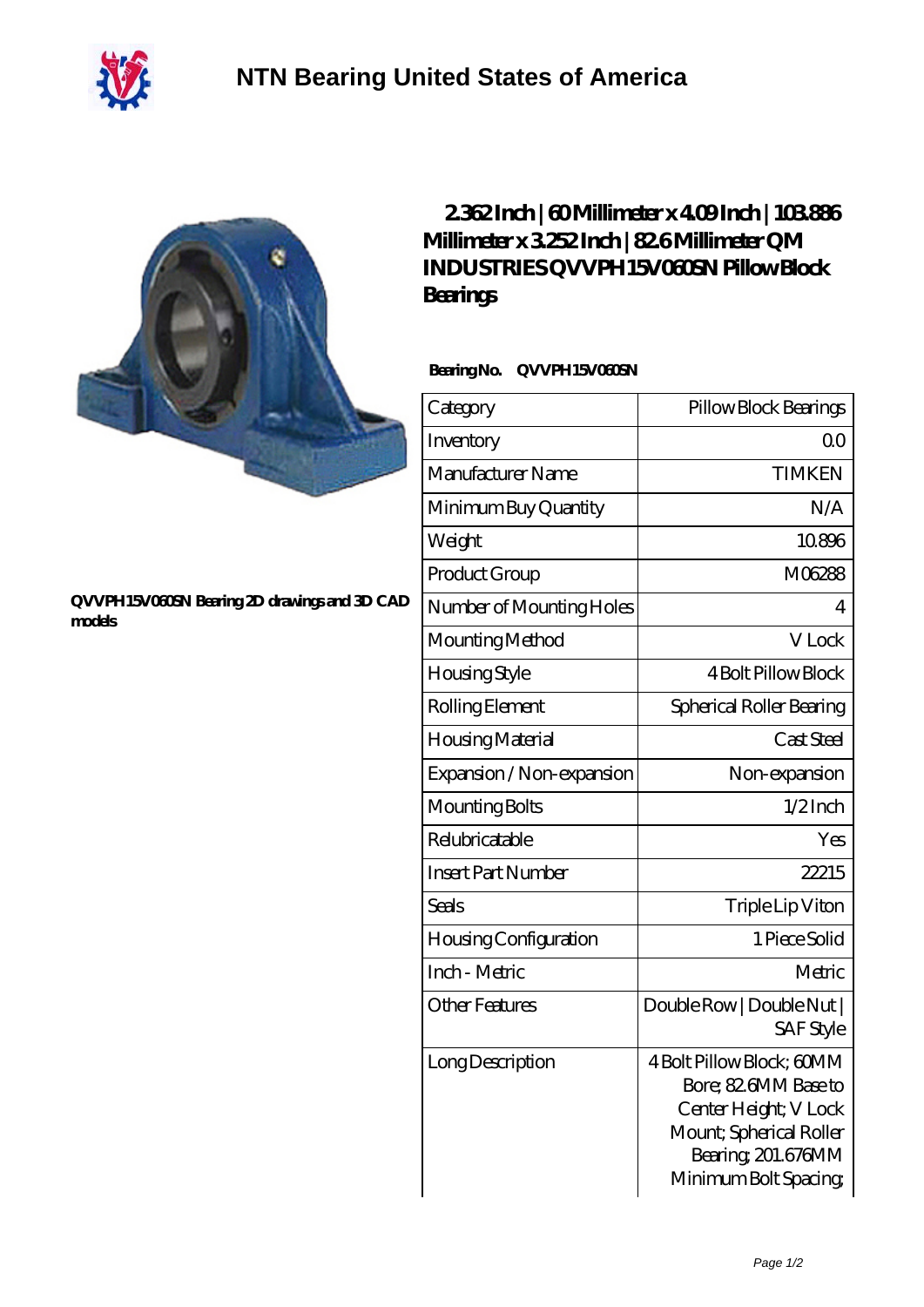# NTN Bearing United States of America

## 2.362 Inch | 60 Millimeter x 4.09 Inch | 103.886 Millimeter x 3.252 Inch | 82.6 Millimeter QM INDUSTRIES QVVPH15V060SN Pillow Block Bearings

**QVVPH15V060SN Bearing 2D drawings and 3D CAD models**

**Bearing No.** QVVPH15V060SN

| Category | Pillow Block Bearings |
|---|---|
| Inventory | 0.0 |
| Manufacturer Name | TIMKEN |
| Minimum Buy Quantity | N/A |
| Weight | 10.896 |
| Product Group | M06288 |
| Number of Mounting Holes | 4 |
| Mounting Method | V Lock |
| Housing Style | 4 Bolt Pillow Block |
| Rolling Element | Spherical Roller Bearing |
| Housing Material | Cast Steel |
| Expansion / Non-expansion | Non-expansion |
| Mounting Bolts | 1/2 Inch |
| Relubricatable | Yes |
| Insert Part Number | 22215 |
| Seals | Triple Lip Viton |
| Housing Configuration | 1 Piece Solid |
| Inch - Metric | Metric |
| Other Features | Double Row \| Double Nut \| SAF Style |
| Long Description | 4 Bolt Pillow Block; 60MM Bore; 82.6MM Base to Center Height; V Lock Mount; Spherical Roller Bearing; 201.676MM Minimum Bolt Spacing; |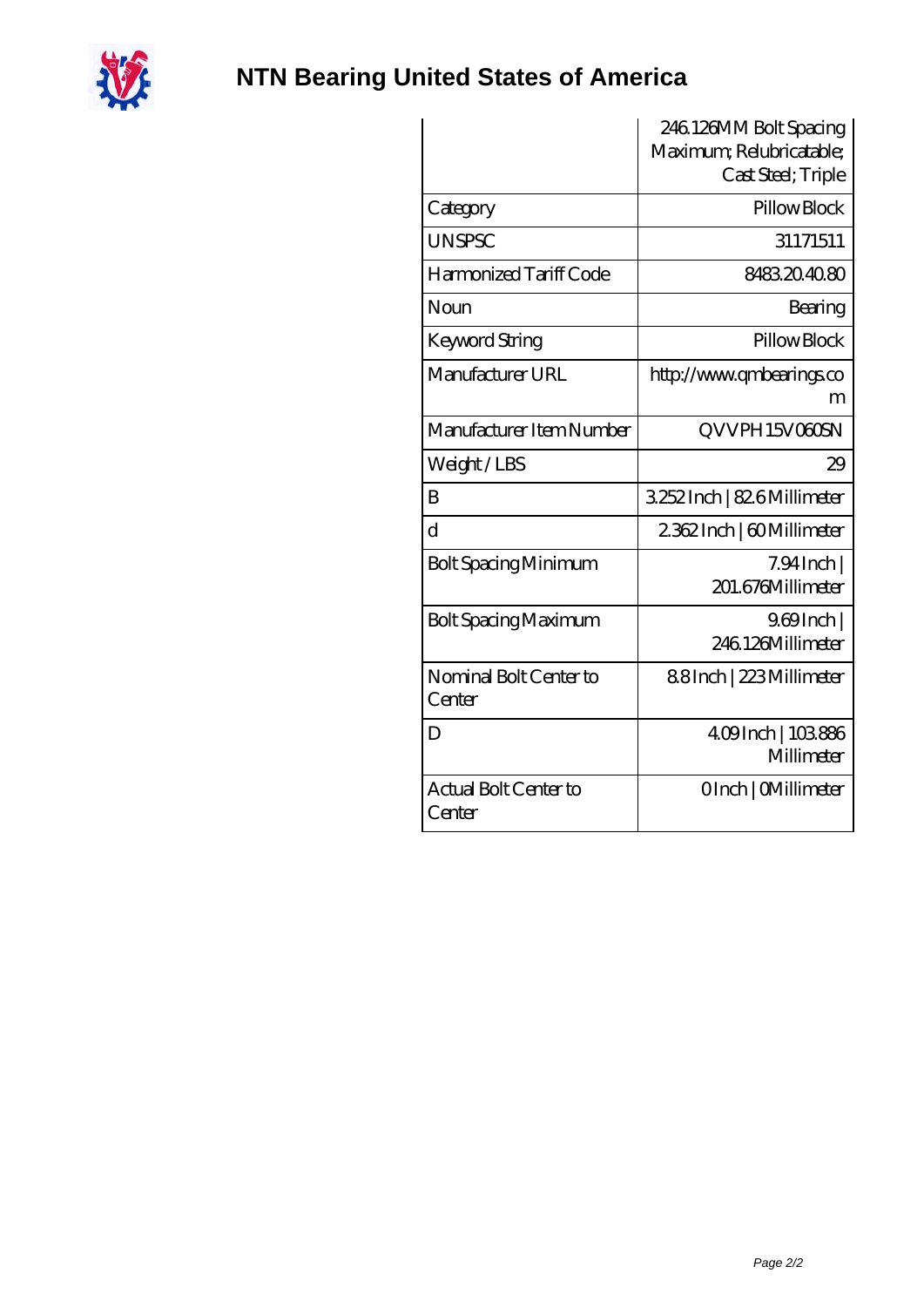# NTN Bearing United States of America

| | |
|---|---|
| | 246.126MM Bolt Spacing Maximum; Relubricatable; Cast Steel; Triple |
| Category | Pillow Block |
| UNSPSC | 31171511 |
| Harmonized Tariff Code | 8483.20.40.80 |
| Noun | Bearing |
| Keyword String | Pillow Block |
| Manufacturer URL | http://www.qmbearings.com |
| Manufacturer Item Number | QVVPH15V060SN |
| Weight / LBS | 29 |
| B | 3.252 Inch \| 82.6 Millimeter |
| d | 2.362 Inch \| 60 Millimeter |
| Bolt Spacing Minimum | 7.94 Inch \| 201.676 Millimeter |
| Bolt Spacing Maximum | 9.69 Inch \| 246.126 Millimeter |
| Nominal Bolt Center to Center | 8.8 Inch \| 223 Millimeter |
| D | 4.09 Inch \| 103.886 Millimeter |
| Actual Bolt Center to Center | 0 Inch \| 0 Millimeter |